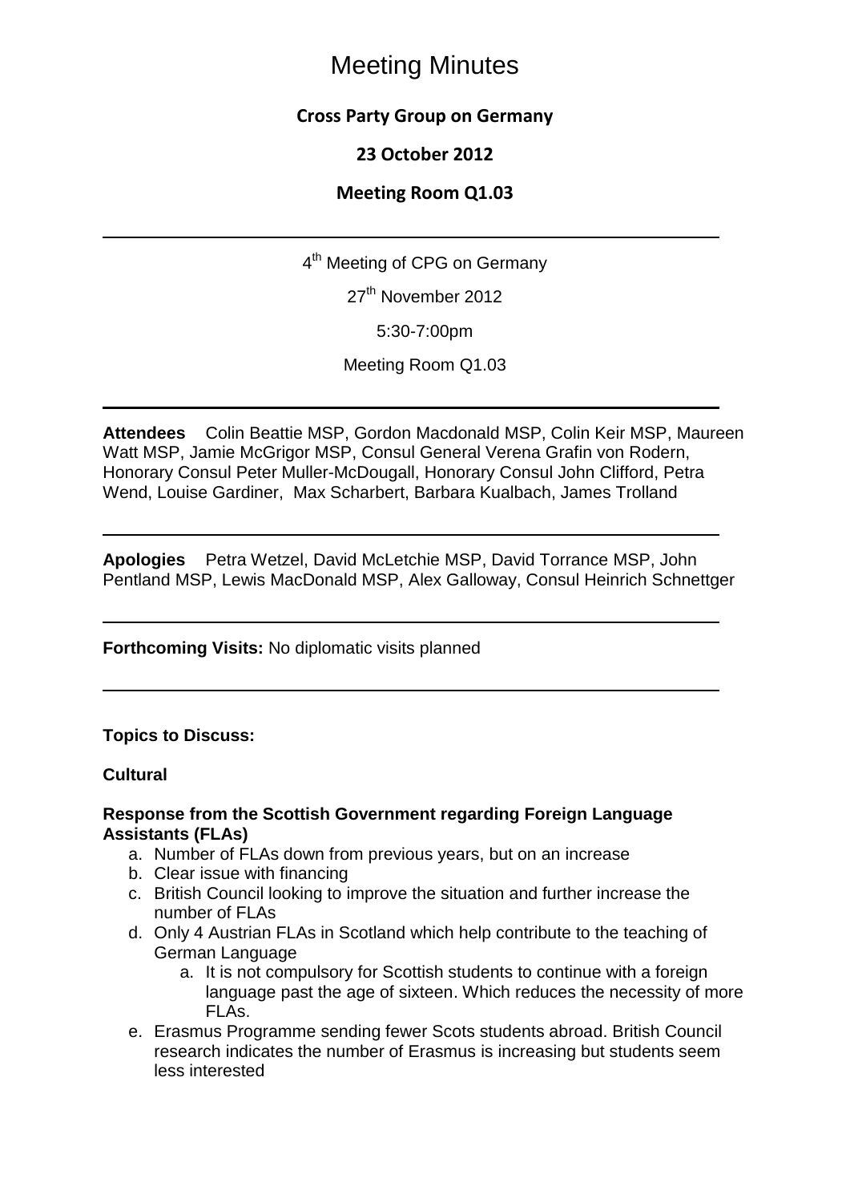# Meeting Minutes

**Cross Party Group on Germany**

**23 October 2012**

**Meeting Room Q1.03**

---

4th Meeting of CPG on Germany

27th November 2012

5:30-7:00pm

Meeting Room Q1.03

---

**Attendees** Colin Beattie MSP, Gordon Macdonald MSP, Colin Keir MSP, Maureen Watt MSP, Jamie McGrigor MSP, Consul General Verena Grafin von Rodern, Honorary Consul Peter Muller-McDougall, Honorary Consul John Clifford, Petra Wend, Louise Gardiner, Max Scharbert, Barbara Kualbach, James Trolland

---

**Apologies** Petra Wetzel, David McLetchie MSP, David Torrance MSP, John Pentland MSP, Lewis MacDonald MSP, Alex Galloway, Consul Heinrich Schnettger

---

**Forthcoming Visits:** No diplomatic visits planned

---

**Topics to Discuss:**

**Cultural**

**Response from the Scottish Government regarding Foreign Language Assistants (FLAs)**

a. Number of FLAs down from previous years, but on an increase
b. Clear issue with financing
c. British Council looking to improve the situation and further increase the number of FLAs
d. Only 4 Austrian FLAs in Scotland which help contribute to the teaching of German Language
    a. It is not compulsory for Scottish students to continue with a foreign language past the age of sixteen. Which reduces the necessity of more FLAs.
e. Erasmus Programme sending fewer Scots students abroad. British Council research indicates the number of Erasmus is increasing but students seem less interested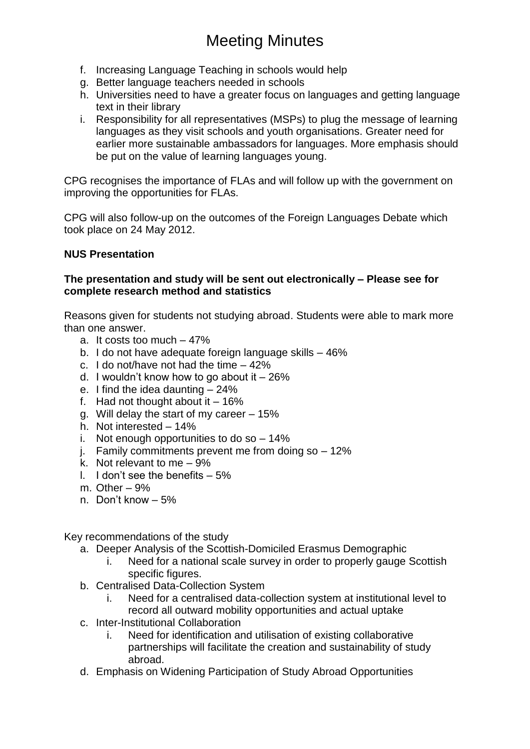f. Increasing Language Teaching in schools would help
g. Better language teachers needed in schools
h. Universities need to have a greater focus on languages and getting language text in their library
i. Responsibility for all representatives (MSPs) to plug the message of learning languages as they visit schools and youth organisations. Greater need for earlier more sustainable ambassadors for languages. More emphasis should be put on the value of learning languages young.

CPG recognises the importance of FLAs and will follow up with the government on improving the opportunities for FLAs.

CPG will also follow-up on the outcomes of the Foreign Languages Debate which took place on 24 May 2012.

**NUS Presentation**

**The presentation and study will be sent out electronically – Please see for complete research method and statistics**

Reasons given for students not studying abroad. Students were able to mark more than one answer.

a. It costs too much – 47%
b. I do not have adequate foreign language skills – 46%
c. I do not/have not had the time – 42%
d. I wouldn't know how to go about it – 26%
e. I find the idea daunting – 24%
f. Had not thought about it – 16%
g. Will delay the start of my career – 15%
h. Not interested – 14%
i. Not enough opportunities to do so – 14%
j. Family commitments prevent me from doing so – 12%
k. Not relevant to me – 9%
l. I don't see the benefits – 5%
m. Other – 9%
n. Don't know – 5%

Key recommendations of the study

a. Deeper Analysis of the Scottish-Domiciled Erasmus Demographic
   i. Need for a national scale survey in order to properly gauge Scottish specific figures.
b. Centralised Data-Collection System
   i. Need for a centralised data-collection system at institutional level to record all outward mobility opportunities and actual uptake
c. Inter-Institutional Collaboration
   i. Need for identification and utilisation of existing collaborative partnerships will facilitate the creation and sustainability of study abroad.
d. Emphasis on Widening Participation of Study Abroad Opportunities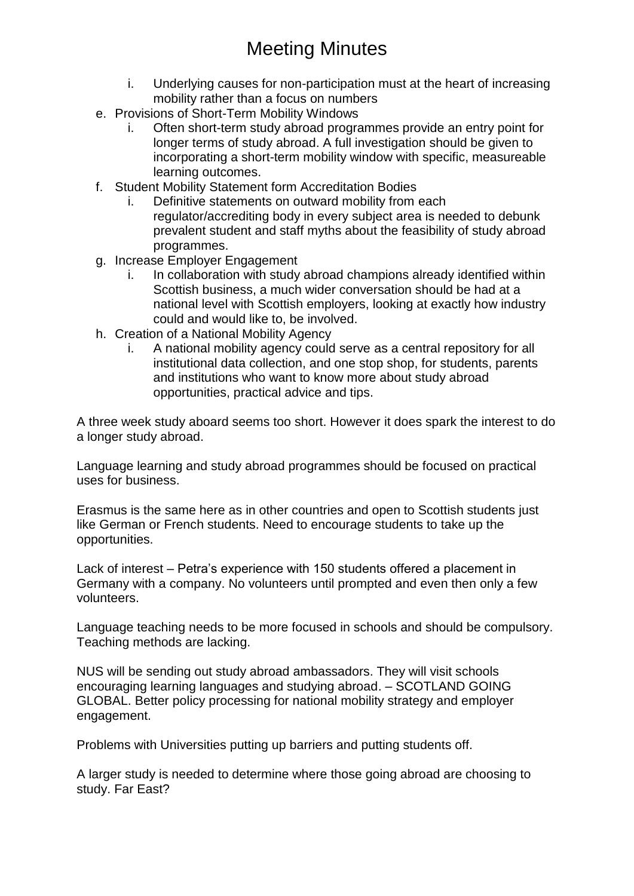# Meeting Minutes

   i. Underlying causes for non-participation must at the heart of increasing mobility rather than a focus on numbers

e. Provisions of Short-Term Mobility Windows
   i. Often short-term study abroad programmes provide an entry point for longer terms of study abroad. A full investigation should be given to incorporating a short-term mobility window with specific, measureable learning outcomes.

f. Student Mobility Statement form Accreditation Bodies
   i. Definitive statements on outward mobility from each regulator/accrediting body in every subject area is needed to debunk prevalent student and staff myths about the feasibility of study abroad programmes.

g. Increase Employer Engagement
   i. In collaboration with study abroad champions already identified within Scottish business, a much wider conversation should be had at a national level with Scottish employers, looking at exactly how industry could and would like to, be involved.

h. Creation of a National Mobility Agency
   i. A national mobility agency could serve as a central repository for all institutional data collection, and one stop shop, for students, parents and institutions who want to know more about study abroad opportunities, practical advice and tips.

A three week study aboard seems too short. However it does spark the interest to do a longer study abroad.

Language learning and study abroad programmes should be focused on practical uses for business.

Erasmus is the same here as in other countries and open to Scottish students just like German or French students. Need to encourage students to take up the opportunities.

Lack of interest – Petra's experience with 150 students offered a placement in Germany with a company. No volunteers until prompted and even then only a few volunteers.

Language teaching needs to be more focused in schools and should be compulsory. Teaching methods are lacking.

NUS will be sending out study abroad ambassadors. They will visit schools encouraging learning languages and studying abroad. – SCOTLAND GOING GLOBAL. Better policy processing for national mobility strategy and employer engagement.

Problems with Universities putting up barriers and putting students off.

A larger study is needed to determine where those going abroad are choosing to study. Far East?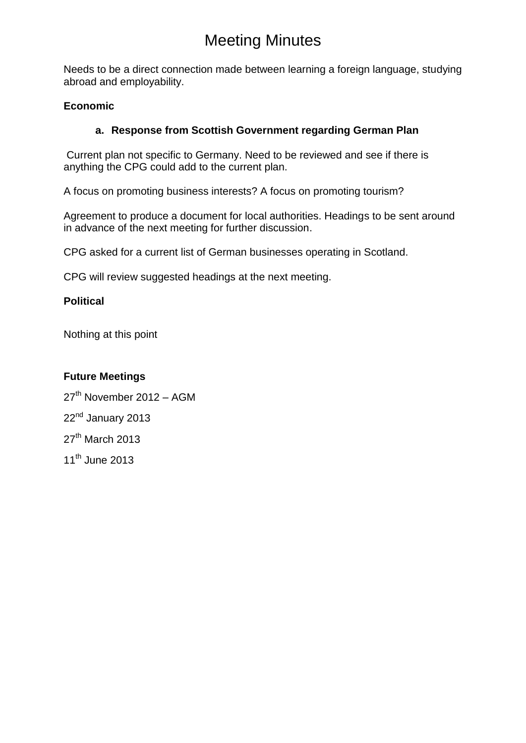# Meeting Minutes

Needs to be a direct connection made between learning a foreign language, studying abroad and employability.

**Economic**

**a. Response from Scottish Government regarding German Plan**

Current plan not specific to Germany. Need to be reviewed and see if there is anything the CPG could add to the current plan.

A focus on promoting business interests? A focus on promoting tourism?

Agreement to produce a document for local authorities. Headings to be sent around in advance of the next meeting for further discussion.

CPG asked for a current list of German businesses operating in Scotland.

CPG will review suggested headings at the next meeting.

**Political**

Nothing at this point

**Future Meetings**

27th November 2012 – AGM

22nd January 2013

27th March 2013

11th June 2013